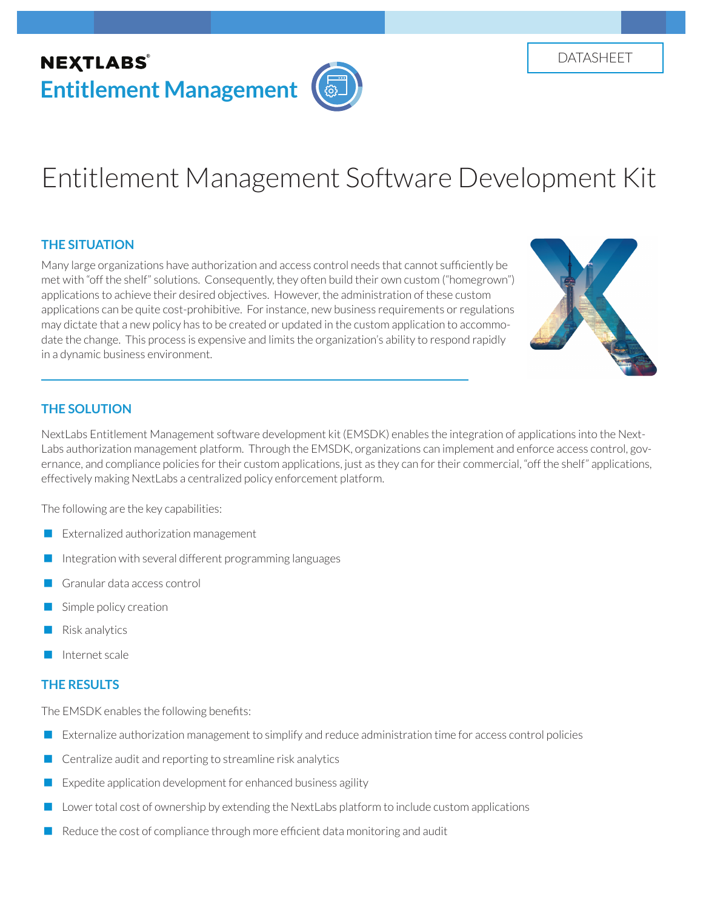NEXTLABS®

**Entitlement Management**

DATASHEET

# Entitlement Management Software Development Kit

## THE SITUATION

Many large organizations have authorization and access control needs that cannot sufficiently be met with "off the shelf" solutions. Consequently, they often build their own custom ("homegrown") applications to achieve their desired objectives. However, the administration of these custom applications can be quite cost-prohibitive. For instance, new business requirements or regulations may dictate that a new policy has to be created or updated in the custom application to accommodate the change. This process is expensive and limits the organization's ability to respond rapidly in a dynamic business environment.

## THE SOLUTION

NextLabs Entitlement Management software development kit (EMSDK) enables the integration of applications into the NextLabs authorization management platform. Through the EMSDK, organizations can implement and enforce access control, governance, and compliance policies for their custom applications, just as they can for their commercial, "off the shelf" applications, effectively making NextLabs a centralized policy enforcement platform.

The following are the key capabilities:

- Externalized authorization management
- Integration with several different programming languages
- Granular data access control
- Simple policy creation
- Risk analytics
- Internet scale

## THE RESULTS

The EMSDK enables the following benefits:

- Externalize authorization management to simplify and reduce administration time for access control policies
- Centralize audit and reporting to streamline risk analytics
- Expedite application development for enhanced business agility
- Lower total cost of ownership by extending the NextLabs platform to include custom applications
- Reduce the cost of compliance through more efficient data monitoring and audit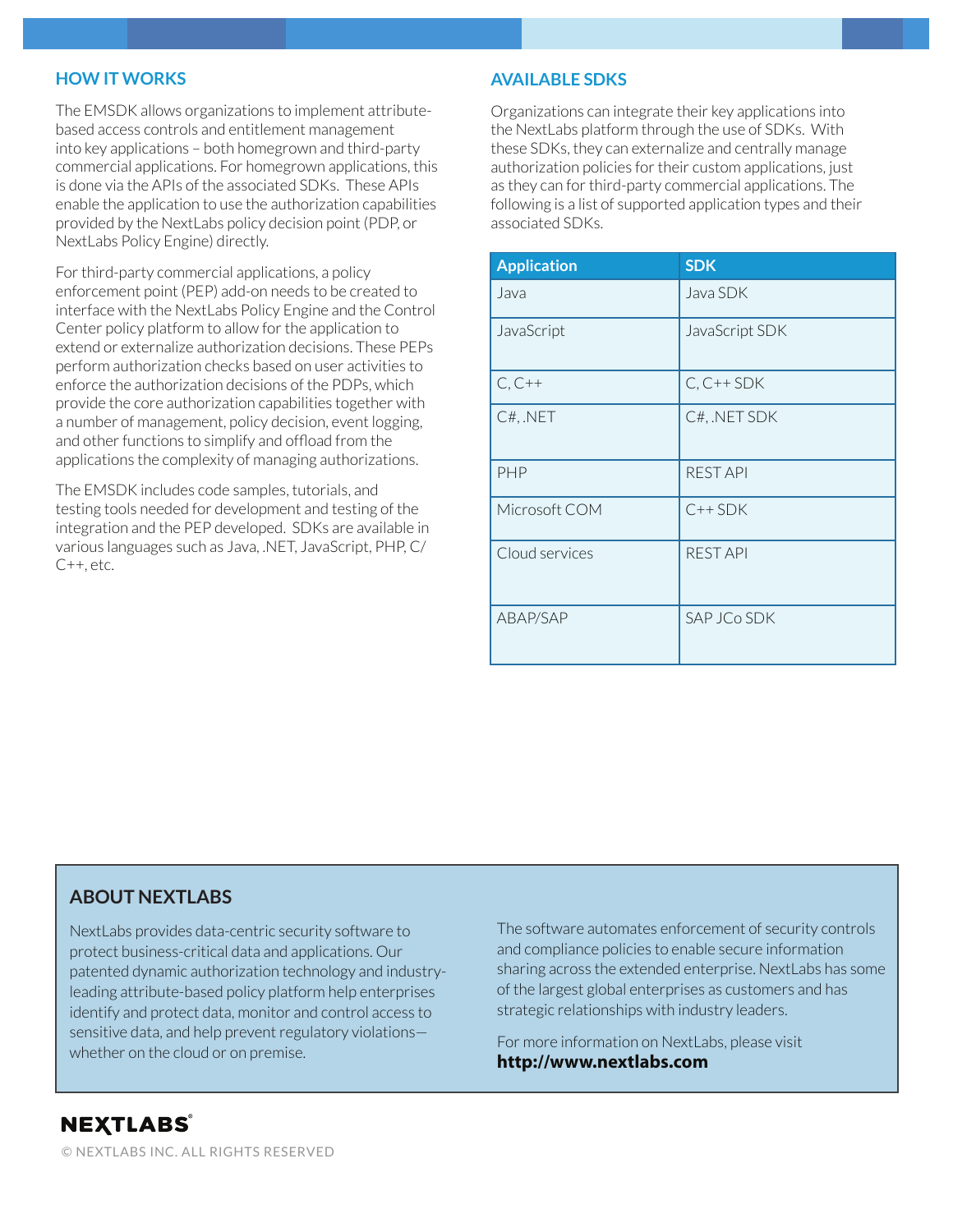## HOW IT WORKS

The EMSDK allows organizations to implement attribute-based access controls and entitlement management into key applications – both homegrown and third-party commercial applications. For homegrown applications, this is done via the APIs of the associated SDKs. These APIs enable the application to use the authorization capabilities provided by the NextLabs policy decision point (PDP, or NextLabs Policy Engine) directly.

For third-party commercial applications, a policy enforcement point (PEP) add-on needs to be created to interface with the NextLabs Policy Engine and the Control Center policy platform to allow for the application to extend or externalize authorization decisions. These PEPs perform authorization checks based on user activities to enforce the authorization decisions of the PDPs, which provide the core authorization capabilities together with a number of management, policy decision, event logging, and other functions to simplify and offload from the applications the complexity of managing authorizations.

The EMSDK includes code samples, tutorials, and testing tools needed for development and testing of the integration and the PEP developed. SDKs are available in various languages such as Java, .NET, JavaScript, PHP, C/C++, etc.

## AVAILABLE SDKS

Organizations can integrate their key applications into the NextLabs platform through the use of SDKs. With these SDKs, they can externalize and centrally manage authorization policies for their custom applications, just as they can for third-party commercial applications. The following is a list of supported application types and their associated SDKs.

| Application | SDK |
| --- | --- |
| Java | Java SDK |
| JavaScript | JavaScript SDK |
| C, C++ | C, C++ SDK |
| C#, .NET | C#, .NET SDK |
| PHP | REST API |
| Microsoft COM | C++ SDK |
| Cloud services | REST API |
| ABAP/SAP | SAP JCo SDK |

## ABOUT NEXTLABS

NextLabs provides data-centric security software to protect business-critical data and applications. Our patented dynamic authorization technology and industry-leading attribute-based policy platform help enterprises identify and protect data, monitor and control access to sensitive data, and help prevent regulatory violations—whether on the cloud or on premise.

The software automates enforcement of security controls and compliance policies to enable secure information sharing across the extended enterprise. NextLabs has some of the largest global enterprises as customers and has strategic relationships with industry leaders.

For more information on NextLabs, please visit **http://www.nextlabs.com**

NEXTLABS®

© NEXTLABS INC. ALL RIGHTS RESERVED